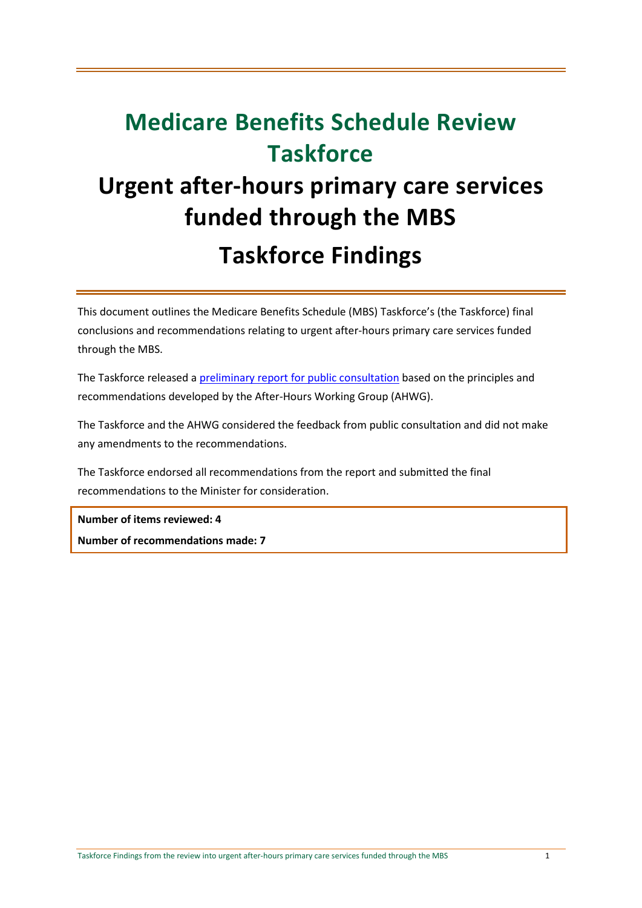# Medicare Benefits Schedule Review Taskforce

# Urgent after-hours primary care services funded through the MBS

# Taskforce Findings

This document outlines the Medicare Benefits Schedule (MBS) Taskforce's (the Taskforce) final conclusions and recommendations relating to urgent after-hours primary care services funded through the MBS.

The Taskforce released a preliminary report for public consultation based on the principles and recommendations developed by the After-Hours Working Group (AHWG).

The Taskforce and the AHWG considered the feedback from public consultation and did not make any amendments to the recommendations.

The Taskforce endorsed all recommendations from the report and submitted the final recommendations to the Minister for consideration.

**Number of items reviewed: 4**

**Number of recommendations made: 7**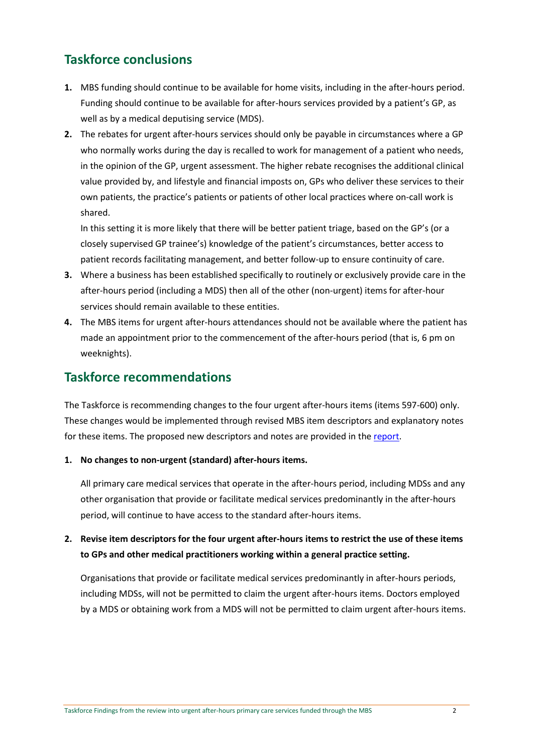## Taskforce conclusions

1. MBS funding should continue to be available for home visits, including in the after-hours period. Funding should continue to be available for after-hours services provided by a patient's GP, as well as by a medical deputising service (MDS).
2. The rebates for urgent after-hours services should only be payable in circumstances where a GP who normally works during the day is recalled to work for management of a patient who needs, in the opinion of the GP, urgent assessment. The higher rebate recognises the additional clinical value provided by, and lifestyle and financial imposts on, GPs who deliver these services to their own patients, the practice's patients or patients of other local practices where on-call work is shared.

   In this setting it is more likely that there will be better patient triage, based on the GP's (or a closely supervised GP trainee's) knowledge of the patient's circumstances, better access to patient records facilitating management, and better follow-up to ensure continuity of care.
3. Where a business has been established specifically to routinely or exclusively provide care in the after-hours period (including a MDS) then all of the other (non-urgent) items for after-hour services should remain available to these entities.
4. The MBS items for urgent after-hours attendances should not be available where the patient has made an appointment prior to the commencement of the after-hours period (that is, 6 pm on weeknights).

## Taskforce recommendations

The Taskforce is recommending changes to the four urgent after-hours items (items 597-600) only. These changes would be implemented through revised MBS item descriptors and explanatory notes for these items. The proposed new descriptors and notes are provided in the report.

1. **No changes to non-urgent (standard) after-hours items.**

   All primary care medical services that operate in the after-hours period, including MDSs and any other organisation that provide or facilitate medical services predominantly in the after-hours period, will continue to have access to the standard after-hours items.

2. **Revise item descriptors for the four urgent after-hours items to restrict the use of these items to GPs and other medical practitioners working within a general practice setting.**

   Organisations that provide or facilitate medical services predominantly in after-hours periods, including MDSs, will not be permitted to claim the urgent after-hours items. Doctors employed by a MDS or obtaining work from a MDS will not be permitted to claim urgent after-hours items.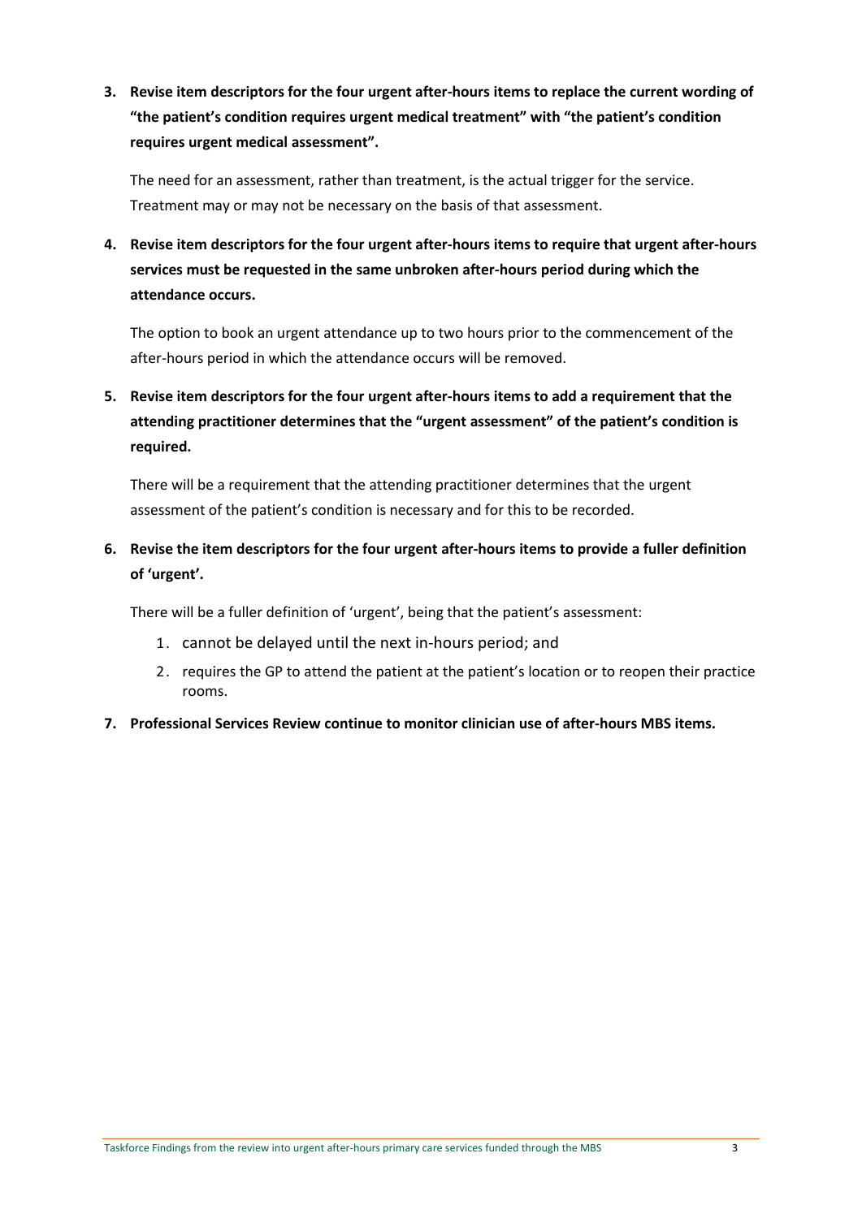**3. Revise item descriptors for the four urgent after-hours items to replace the current wording of "the patient's condition requires urgent medical treatment" with "the patient's condition requires urgent medical assessment".**

The need for an assessment, rather than treatment, is the actual trigger for the service. Treatment may or may not be necessary on the basis of that assessment.

**4. Revise item descriptors for the four urgent after-hours items to require that urgent after-hours services must be requested in the same unbroken after-hours period during which the attendance occurs.**

The option to book an urgent attendance up to two hours prior to the commencement of the after-hours period in which the attendance occurs will be removed.

**5. Revise item descriptors for the four urgent after-hours items to add a requirement that the attending practitioner determines that the "urgent assessment" of the patient's condition is required.**

There will be a requirement that the attending practitioner determines that the urgent assessment of the patient's condition is necessary and for this to be recorded.

**6. Revise the item descriptors for the four urgent after-hours items to provide a fuller definition of 'urgent'.**

There will be a fuller definition of 'urgent', being that the patient's assessment:

1. cannot be delayed until the next in-hours period; and
2. requires the GP to attend the patient at the patient's location or to reopen their practice rooms.

**7. Professional Services Review continue to monitor clinician use of after-hours MBS items.**